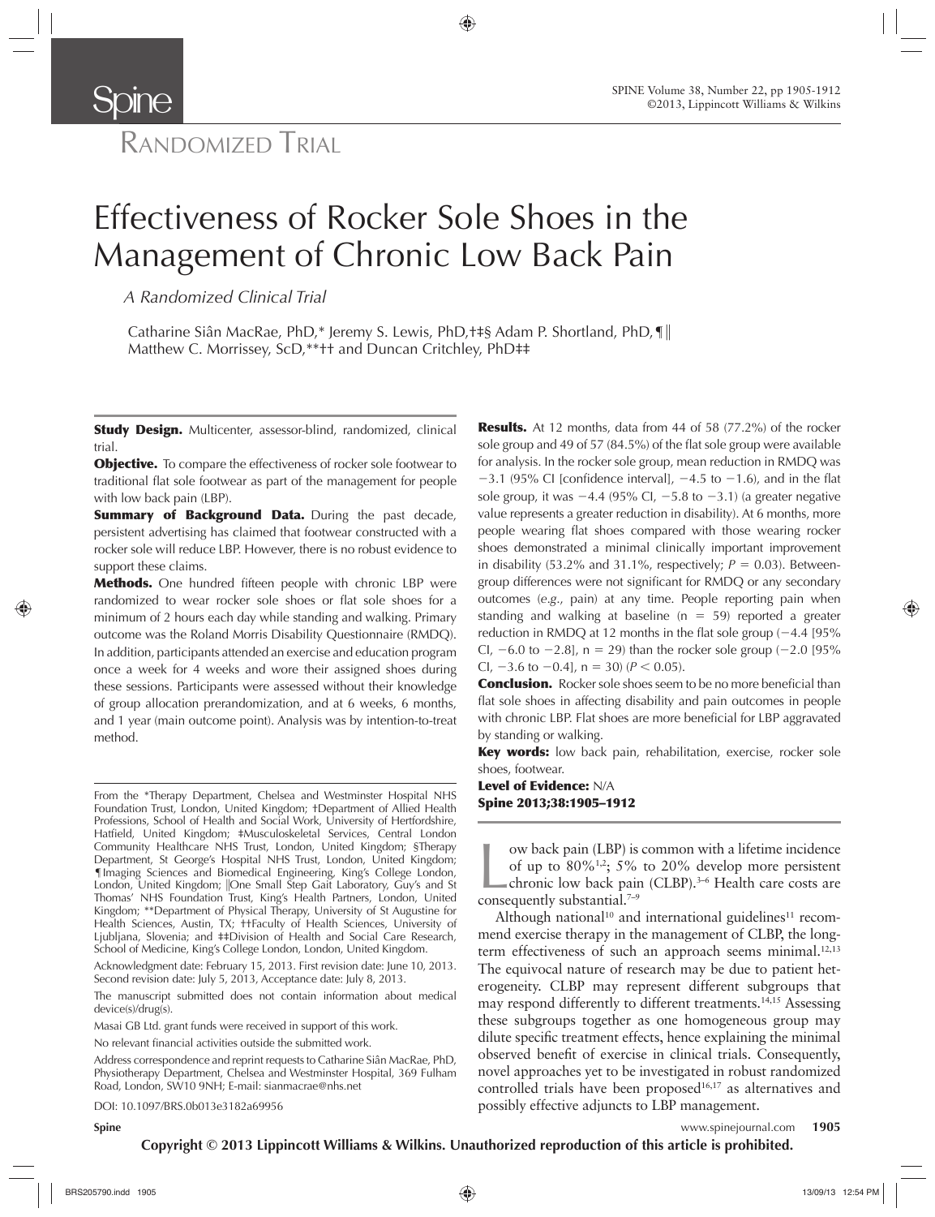# Randomized Trial

# Effectiveness of Rocker Sole Shoes in the Management of Chronic Low Back Pain

*A Randomized Clinical Trial*

Catharine Siân MacRae, PhD,* Jeremy S. Lewis, PhD,†‡§ Adam P. Shortland, PhD,¶|| Matthew C. Morrissey, ScD,**†† and Duncan Critchley, PhD‡‡

**Study Design.** Multicenter, assessor-blind, randomized, clinical trial.

**Objective.** To compare the effectiveness of rocker sole footwear to traditional flat sole footwear as part of the management for people with low back pain (LBP).

**Summary of Background Data.** During the past decade, persistent advertising has claimed that footwear constructed with a rocker sole will reduce LBP. However, there is no robust evidence to support these claims.

**Methods.** One hundred fifteen people with chronic LBP were randomized to wear rocker sole shoes or flat sole shoes for a minimum of 2 hours each day while standing and walking. Primary outcome was the Roland Morris Disability Questionnaire (RMDQ). In addition, participants attended an exercise and education program once a week for 4 weeks and wore their assigned shoes during these sessions. Participants were assessed without their knowledge of group allocation prerandomization, and at 6 weeks, 6 months, and 1 year (main outcome point). Analysis was by intention-to-treat method.

**Results.** At 12 months, data from 44 of 58 (77.2%) of the rocker sole group and 49 of 57 (84.5%) of the flat sole group were available for analysis. In the rocker sole group, mean reduction in RMDQ was −3.1 (95% CI [confidence interval], −4.5 to −1.6), and in the flat sole group, it was −4.4 (95% CI, −5.8 to −3.1) (a greater negative value represents a greater reduction in disability). At 6 months, more people wearing flat shoes compared with those wearing rocker shoes demonstrated a minimal clinically important improvement in disability (53.2% and 31.1%, respectively; $P = 0.03$). Between-group differences were not significant for RMDQ or any secondary outcomes (*e.g.*, pain) at any time. People reporting pain when standing and walking at baseline (n = 59) reported a greater reduction in RMDQ at 12 months in the flat sole group (−4.4 [95% CI, −6.0 to −2.8], n = 29) than the rocker sole group (−2.0 [95% CI, −3.6 to −0.4], n = 30) ($P < 0.05$).

**Conclusion.** Rocker sole shoes seem to be no more beneficial than flat sole shoes in affecting disability and pain outcomes in people with chronic LBP. Flat shoes are more beneficial for LBP aggravated by standing or walking.

**Key words:** low back pain, rehabilitation, exercise, rocker sole shoes, footwear.

**Level of Evidence:** N/A

**Spine 2013;38:1905–1912**

From the *Therapy Department, Chelsea and Westminster Hospital NHS Foundation Trust, London, United Kingdom; †Department of Allied Health Professions, School of Health and Social Work, University of Hertfordshire, Hatfield, United Kingdom; ‡Musculoskeletal Services, Central London Community Healthcare NHS Trust, London, United Kingdom; §Therapy Department, St George's Hospital NHS Trust, London, United Kingdom; ¶Imaging Sciences and Biomedical Engineering, King's College London, London, United Kingdom; ||One Small Step Gait Laboratory, Guy's and St Thomas' NHS Foundation Trust, King's Health Partners, London, United Kingdom; **Department of Physical Therapy, University of St Augustine for Health Sciences, Austin, TX; ††Faculty of Health Sciences, University of Ljubljana, Slovenia; and ‡‡Division of Health and Social Care Research, School of Medicine, King's College London, London, United Kingdom.

Acknowledgment date: February 15, 2013. First revision date: June 10, 2013. Second revision date: July 5, 2013, Acceptance date: July 8, 2013.

The manuscript submitted does not contain information about medical device(s)/drug(s).

Masai GB Ltd. grant funds were received in support of this work.

No relevant financial activities outside the submitted work.

Address correspondence and reprint requests to Catharine Siân MacRae, PhD, Physiotherapy Department, Chelsea and Westminster Hospital, 369 Fulham Road, London, SW10 9NH; E-mail: sianmacrae@nhs.net

DOI: 10.1097/BRS.0b013e3182a69956

Low back pain (LBP) is common with a lifetime incidence of up to 80%[1,2]; 5% to 20% develop more persistent chronic low back pain (CLBP).[3–6] Health care costs are consequently substantial.[7–9]

Although national[10] and international guidelines[11] recommend exercise therapy in the management of CLBP, the long-term effectiveness of such an approach seems minimal.[12,13] The equivocal nature of research may be due to patient heterogeneity. CLBP may represent different subgroups that may respond differently to different treatments.[14,15] Assessing these subgroups together as one homogeneous group may dilute specific treatment effects, hence explaining the minimal observed benefit of exercise in clinical trials. Consequently, novel approaches yet to be investigated in robust randomized controlled trials have been proposed[16,17] as alternatives and possibly effective adjuncts to LBP management.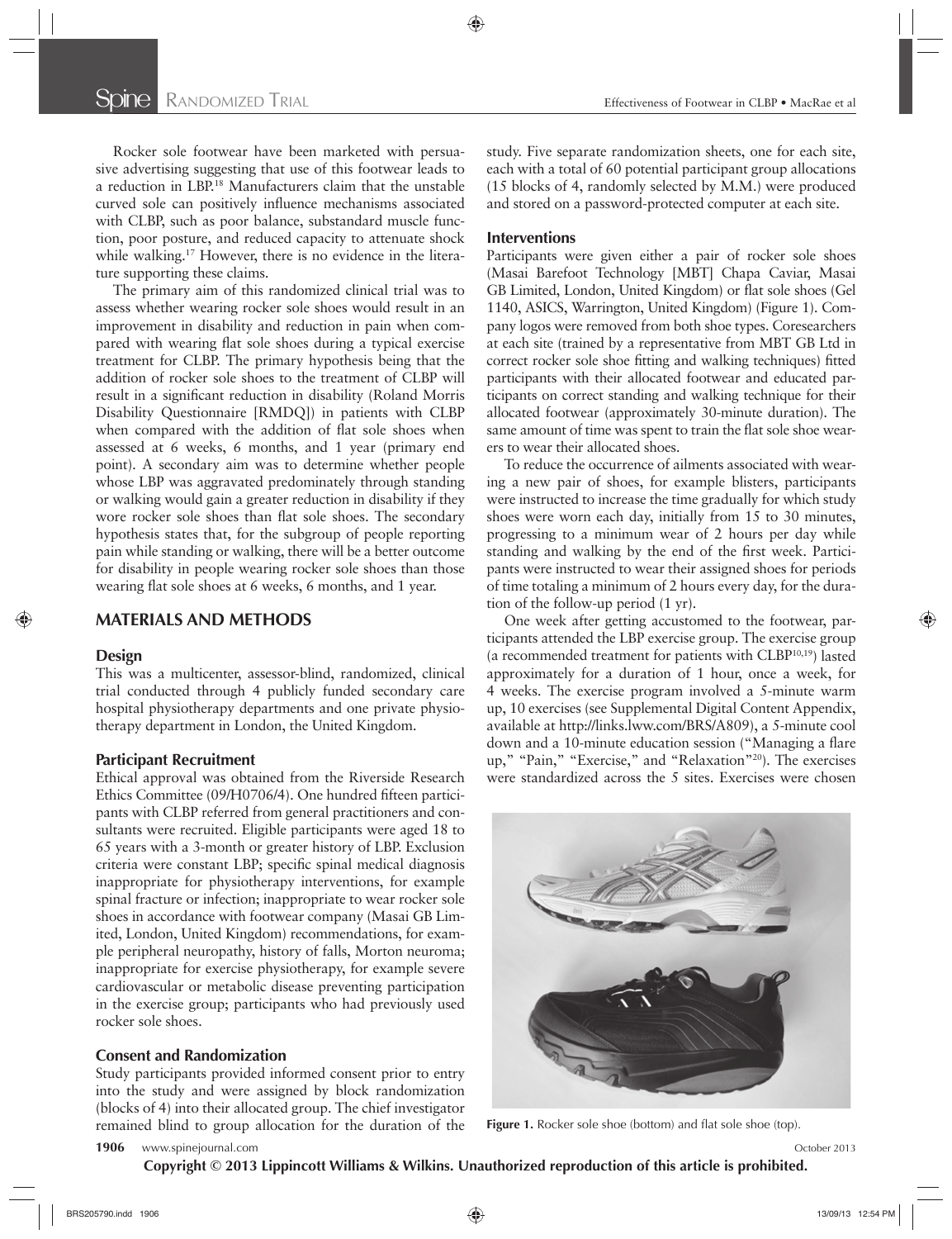Rocker sole footwear have been marketed with persuasive advertising suggesting that use of this footwear leads to a reduction in LBP.[18] Manufacturers claim that the unstable curved sole can positively influence mechanisms associated with CLBP, such as poor balance, substandard muscle function, poor posture, and reduced capacity to attenuate shock while walking.[17] However, there is no evidence in the literature supporting these claims.

The primary aim of this randomized clinical trial was to assess whether wearing rocker sole shoes would result in an improvement in disability and reduction in pain when compared with wearing flat sole shoes during a typical exercise treatment for CLBP. The primary hypothesis being that the addition of rocker sole shoes to the treatment of CLBP will result in a significant reduction in disability (Roland Morris Disability Questionnaire [RMDQ]) in patients with CLBP when compared with the addition of flat sole shoes when assessed at 6 weeks, 6 months, and 1 year (primary end point). A secondary aim was to determine whether people whose LBP was aggravated predominately through standing or walking would gain a greater reduction in disability if they wore rocker sole shoes than flat sole shoes. The secondary hypothesis states that, for the subgroup of people reporting pain while standing or walking, there will be a better outcome for disability in people wearing rocker sole shoes than those wearing flat sole shoes at 6 weeks, 6 months, and 1 year.

## MATERIALS AND METHODS

### Design

This was a multicenter, assessor-blind, randomized, clinical trial conducted through 4 publicly funded secondary care hospital physiotherapy departments and one private physiotherapy department in London, the United Kingdom.

### Participant Recruitment

Ethical approval was obtained from the Riverside Research Ethics Committee (09/H0706/4). One hundred fifteen participants with CLBP referred from general practitioners and consultants were recruited. Eligible participants were aged 18 to 65 years with a 3-month or greater history of LBP. Exclusion criteria were constant LBP; specific spinal medical diagnosis inappropriate for physiotherapy interventions, for example spinal fracture or infection; inappropriate to wear rocker sole shoes in accordance with footwear company (Masai GB Limited, London, United Kingdom) recommendations, for example peripheral neuropathy, history of falls, Morton neuroma; inappropriate for exercise physiotherapy, for example severe cardiovascular or metabolic disease preventing participation in the exercise group; participants who had previously used rocker sole shoes.

### Consent and Randomization

Study participants provided informed consent prior to entry into the study and were assigned by block randomization (blocks of 4) into their allocated group. The chief investigator remained blind to group allocation for the duration of the study. Five separate randomization sheets, one for each site, each with a total of 60 potential participant group allocations (15 blocks of 4, randomly selected by M.M.) were produced and stored on a password-protected computer at each site.

### Interventions

Participants were given either a pair of rocker sole shoes (Masai Barefoot Technology [MBT] Chapa Caviar, Masai GB Limited, London, United Kingdom) or flat sole shoes (Gel 1140, ASICS, Warrington, United Kingdom) (Figure 1). Company logos were removed from both shoe types. Coresearchers at each site (trained by a representative from MBT GB Ltd in correct rocker sole shoe fitting and walking techniques) fitted participants with their allocated footwear and educated participants on correct standing and walking technique for their allocated footwear (approximately 30-minute duration). The same amount of time was spent to train the flat sole shoe wearers to wear their allocated shoes.

To reduce the occurrence of ailments associated with wearing a new pair of shoes, for example blisters, participants were instructed to increase the time gradually for which study shoes were worn each day, initially from 15 to 30 minutes, progressing to a minimum wear of 2 hours per day while standing and walking by the end of the first week. Participants were instructed to wear their assigned shoes for periods of time totaling a minimum of 2 hours every day, for the duration of the follow-up period (1 yr).

One week after getting accustomed to the footwear, participants attended the LBP exercise group. The exercise group (a recommended treatment for patients with CLBP[10,19]) lasted approximately for a duration of 1 hour, once a week, for 4 weeks. The exercise program involved a 5-minute warm up, 10 exercises (see Supplemental Digital Content Appendix, available at http://links.lww.com/BRS/A809), a 5-minute cool down and a 10-minute education session ("Managing a flare up," "Pain," "Exercise," and "Relaxation"[20]). The exercises were standardized across the 5 sites. Exercises were chosen

**Figure 1.** Rocker sole shoe (bottom) and flat sole shoe (top).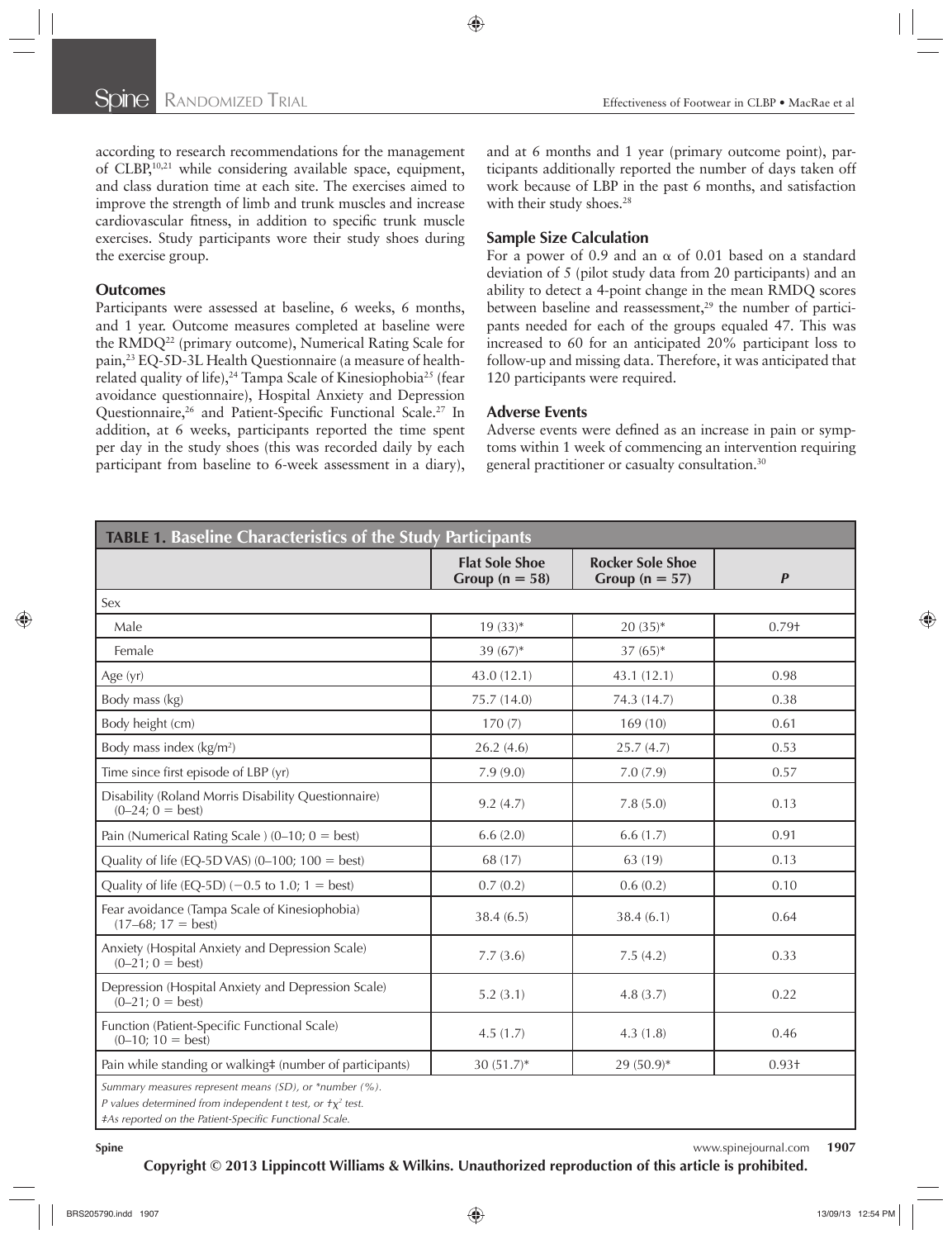according to research recommendations for the management of CLBP,[10,21] while considering available space, equipment, and class duration time at each site. The exercises aimed to improve the strength of limb and trunk muscles and increase cardiovascular fitness, in addition to specific trunk muscle exercises. Study participants wore their study shoes during the exercise group.

### Outcomes

Participants were assessed at baseline, 6 weeks, 6 months, and 1 year. Outcome measures completed at baseline were the RMDQ[22] (primary outcome), Numerical Rating Scale for pain,[23] EQ-5D-3L Health Questionnaire (a measure of health-related quality of life),[24] Tampa Scale of Kinesiophobia[25] (fear avoidance questionnaire), Hospital Anxiety and Depression Questionnaire,[26] and Patient-Specific Functional Scale.[27] In addition, at 6 weeks, participants reported the time spent per day in the study shoes (this was recorded daily by each participant from baseline to 6-week assessment in a diary), and at 6 months and 1 year (primary outcome point), participants additionally reported the number of days taken off work because of LBP in the past 6 months, and satisfaction with their study shoes.[28]

### Sample Size Calculation

For a power of 0.9 and an $\alpha$ of 0.01 based on a standard deviation of 5 (pilot study data from 20 participants) and an ability to detect a 4-point change in the mean RMDQ scores between baseline and reassessment,[29] the number of participants needed for each of the groups equaled 47. This was increased to 60 for an anticipated 20% participant loss to follow-up and missing data. Therefore, it was anticipated that 120 participants were required.

### Adverse Events

Adverse events were defined as an increase in pain or symptoms within 1 week of commencing an intervention requiring general practitioner or casualty consultation.[30]

**TABLE 1. Baseline Characteristics of the Study Participants**

| | Flat Sole Shoe Group (n = 58) | Rocker Sole Shoe Group (n = 57) | *P* |
|---|---|---|---|
| Sex | | | |
| Male | 19 (33)* | 20 (35)* | 0.79† |
| Female | 39 (67)* | 37 (65)* | |
| Age (yr) | 43.0 (12.1) | 43.1 (12.1) | 0.98 |
| Body mass (kg) | 75.7 (14.0) | 74.3 (14.7) | 0.38 |
| Body height (cm) | 170 (7) | 169 (10) | 0.61 |
| Body mass index (kg/m²) | 26.2 (4.6) | 25.7 (4.7) | 0.53 |
| Time since first episode of LBP (yr) | 7.9 (9.0) | 7.0 (7.9) | 0.57 |
| Disability (Roland Morris Disability Questionnaire) (0–24; 0 = best) | 9.2 (4.7) | 7.8 (5.0) | 0.13 |
| Pain (Numerical Rating Scale ) (0–10; 0 = best) | 6.6 (2.0) | 6.6 (1.7) | 0.91 |
| Quality of life (EQ-5D VAS) (0–100; 100 = best) | 68 (17) | 63 (19) | 0.13 |
| Quality of life (EQ-5D) (−0.5 to 1.0; 1 = best) | 0.7 (0.2) | 0.6 (0.2) | 0.10 |
| Fear avoidance (Tampa Scale of Kinesiophobia) (17–68; 17 = best) | 38.4 (6.5) | 38.4 (6.1) | 0.64 |
| Anxiety (Hospital Anxiety and Depression Scale) (0–21; 0 = best) | 7.7 (3.6) | 7.5 (4.2) | 0.33 |
| Depression (Hospital Anxiety and Depression Scale) (0–21; 0 = best) | 5.2 (3.1) | 4.8 (3.7) | 0.22 |
| Function (Patient-Specific Functional Scale) (0–10; 10 = best) | 4.5 (1.7) | 4.3 (1.8) | 0.46 |
| Pain while standing or walking‡ (number of participants) | 30 (51.7)* | 29 (50.9)* | 0.93† |

*Summary measures represent means (SD), or *number (%).*
*P values determined from independent t test, or †$\chi^2$ test.*
*‡As reported on the Patient-Specific Functional Scale.*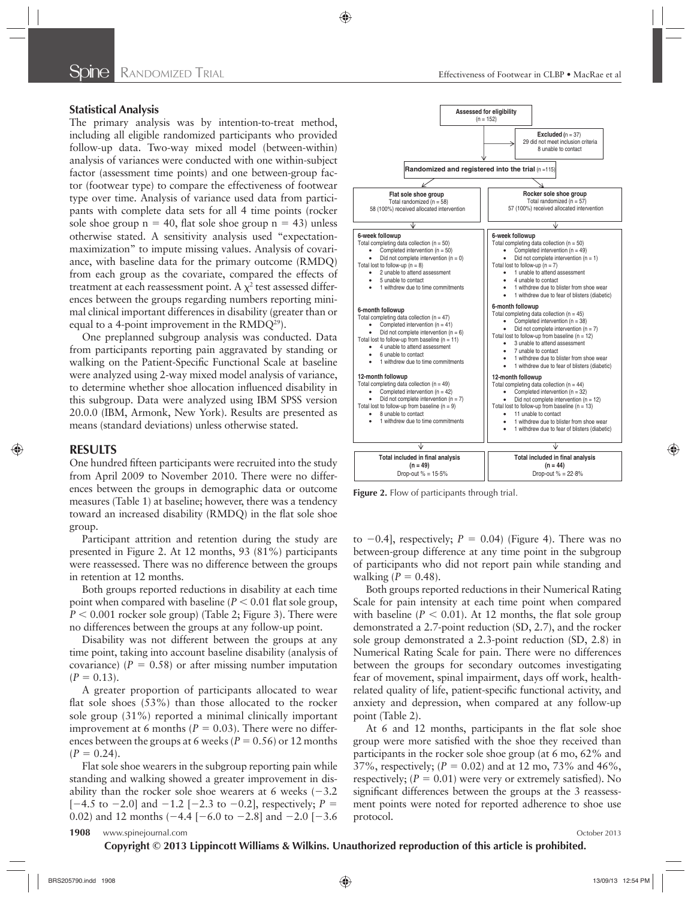### Statistical Analysis

The primary analysis was by intention-to-treat method, including all eligible randomized participants who provided follow-up data. Two-way mixed model (between-within) analysis of variances were conducted with one within-subject factor (assessment time points) and one between-group factor (footwear type) to compare the effectiveness of footwear type over time. Analysis of variance used data from participants with complete data sets for all 4 time points (rocker sole shoe group n = 40, flat sole shoe group n = 43) unless otherwise stated. A sensitivity analysis used "expectation-maximization" to impute missing values. Analysis of covariance, with baseline data for the primary outcome (RMDQ) from each group as the covariate, compared the effects of treatment at each reassessment point. A $\chi^2$ test assessed differences between the groups regarding numbers reporting minimal clinical important differences in disability (greater than or equal to a 4-point improvement in the RMDQ[29]).

One preplanned subgroup analysis was conducted. Data from participants reporting pain aggravated by standing or walking on the Patient-Specific Functional Scale at baseline were analyzed using 2-way mixed model analysis of variance, to determine whether shoe allocation influenced disability in this subgroup. Data were analyzed using IBM SPSS version 20.0.0 (IBM, Armonk, New York). Results are presented as means (standard deviations) unless otherwise stated.

## RESULTS

One hundred fifteen participants were recruited into the study from April 2009 to November 2010. There were no differences between the groups in demographic data or outcome measures (Table 1) at baseline; however, there was a tendency toward an increased disability (RMDQ) in the flat sole shoe group.

Participant attrition and retention during the study are presented in Figure 2. At 12 months, 93 (81%) participants were reassessed. There was no difference between the groups in retention at 12 months.

Both groups reported reductions in disability at each time point when compared with baseline ($P < 0.01$ flat sole group, $P < 0.001$ rocker sole group) (Table 2; Figure 3). There were no differences between the groups at any follow-up point.

Disability was not different between the groups at any time point, taking into account baseline disability (analysis of covariance) ($P = 0.58$) or after missing number imputation ($P = 0.13$).

A greater proportion of participants allocated to wear flat sole shoes (53%) than those allocated to the rocker sole group (31%) reported a minimal clinically important improvement at 6 months ($P = 0.03$). There were no differences between the groups at 6 weeks ($P = 0.56$) or 12 months ($P = 0.24$).

Flat sole shoe wearers in the subgroup reporting pain while standing and walking showed a greater improvement in disability than the rocker sole shoe wearers at 6 weeks (−3.2 [−4.5 to −2.0] and −1.2 [−2.3 to −0.2], respectively; $P = 0.02$) and 12 months (−4.4 [−6.0 to −2.8] and −2.0 [−3.6 to −0.4], respectively; $P = 0.04$) (Figure 4). There was no between-group difference at any time point in the subgroup of participants who did not report pain while standing and walking ($P = 0.48$).

Both groups reported reductions in their Numerical Rating Scale for pain intensity at each time point when compared with baseline ($P < 0.01$). At 12 months, the flat sole group demonstrated a 2.7-point reduction (SD, 2.7), and the rocker sole group demonstrated a 2.3-point reduction (SD, 2.8) in Numerical Rating Scale for pain. There were no differences between the groups for secondary outcomes investigating fear of movement, spinal impairment, days off work, health-related quality of life, patient-specific functional activity, and anxiety and depression, when compared at any follow-up point (Table 2).

At 6 and 12 months, participants in the flat sole shoe group were more satisfied with the shoe they received than participants in the rocker sole shoe group (at 6 mo, 62% and 37%, respectively; ($P = 0.02$) and at 12 mo, 73% and 46%, respectively; ($P = 0.01$) were very or extremely satisfied). No significant differences between the groups at the 3 reassessment points were noted for reported adherence to shoe use protocol.

**Assessed for eligibility** (n = 152)

**Excluded** (n = 37)
29 did not meet inclusion criteria
8 unable to contact

**Randomized and registered into the trial** (n = 115)

| Flat sole shoe group | Rocker sole shoe group |
|---|---|
| Total randomized (n = 58)<br>58 (100%) received allocated intervention | Total randomized (n = 57)<br>57 (100%) received allocated intervention |
| **6-week followup**<br>Total completing data collection (n = 50)<br>• Completed intervention (n = 50)<br>• Did not complete intervention (n = 0)<br>Total lost to follow-up (n = 8)<br>• 2 unable to attend assessment<br>• 5 unable to contact<br>• 1 withdrew due to time commitments | **6-week followup**<br>Total completing data collection (n = 50)<br>• Completed intervention (n = 49)<br>• Did not complete intervention (n = 1)<br>Total lost to follow-up (n = 7)<br>• 1 unable to attend assessment<br>• 4 unable to contact<br>• 1 withdrew due to blister from shoe wear<br>• 1 withdrew due to fear of blisters (diabetic) |
| **6-month followup**<br>Total completing data collection (n = 47)<br>• Completed intervention (n = 41)<br>• Did not complete intervention (n = 6)<br>Total lost to follow-up from baseline (n = 11)<br>• 4 unable to attend assessment<br>• 6 unable to contact<br>• 1 withdrew due to time commitments | **6-month followup**<br>Total completing data collection (n = 45)<br>• Completed intervention (n = 38)<br>• Did not complete intervention (n = 7)<br>Total lost to follow-up from baseline (n = 12)<br>• 3 unable to attend assessment<br>• 7 unable to contact<br>• 1 withdrew due to blister from shoe wear<br>• 1 withdrew due to fear of blisters (diabetic) |
| **12-month followup**<br>Total completing data collection (n = 49)<br>• Completed intervention (n = 42)<br>• Did not complete intervention (n = 7)<br>Total lost to follow-up from baseline (n = 9)<br>• 8 unable to contact<br>• 1 withdrew due to time commitments | **12-month followup**<br>Total completing data collection (n = 44)<br>• Completed intervention (n = 32)<br>• Did not complete intervention (n = 12)<br>Total lost to follow-up from baseline (n = 13)<br>• 11 unable to contact<br>• 1 withdrew due to blister from shoe wear<br>• 1 withdrew due to fear of blisters (diabetic) |
| **Total included in final analysis (n = 49)**<br>Drop-out % = 15·5% | **Total included in final analysis (n = 44)**<br>Drop-out % = 22·8% |

**Figure 2.** Flow of participants through trial.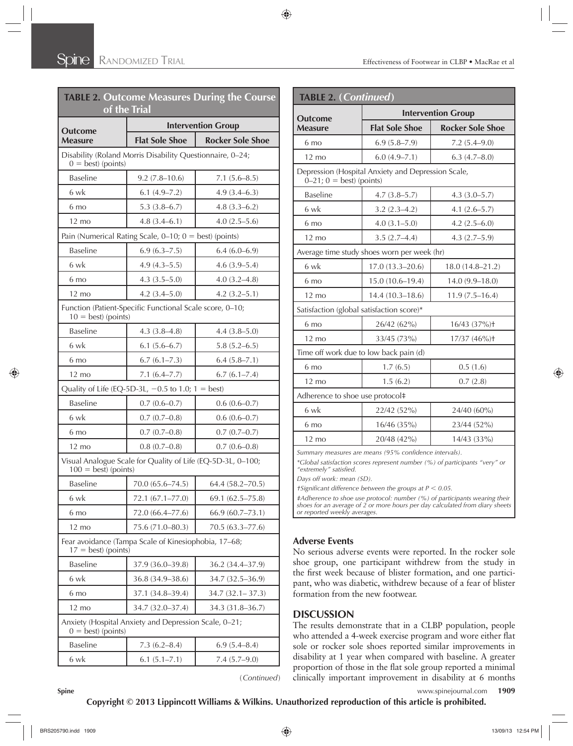**TABLE 2. Outcome Measures During the Course of the Trial**

| Outcome Measure | Intervention Group | |
|---|---|---|
| | Flat Sole Shoe | Rocker Sole Shoe |
| Disability (Roland Morris Disability Questionnaire, 0–24; 0 = best) (points) | | |
| Baseline | 9.2 (7.8–10.6) | 7.1 (5.6–8.5) |
| 6 wk | 6.1 (4.9–7.2) | 4.9 (3.4–6.3) |
| 6 mo | 5.3 (3.8–6.7) | 4.8 (3.3–6.2) |
| 12 mo | 4.8 (3.4–6.1) | 4.0 (2.5–5.6) |
| Pain (Numerical Rating Scale, 0–10; 0 = best) (points) | | |
| Baseline | 6.9 (6.3–7.5) | 6.4 (6.0–6.9) |
| 6 wk | 4.9 (4.3–5.5) | 4.6 (3.9–5.4) |
| 6 mo | 4.3 (3.5–5.0) | 4.0 (3.2–4.8) |
| 12 mo | 4.2 (3.4–5.0) | 4.2 (3.2–5.1) |
| Function (Patient-Specific Functional Scale score, 0–10; 10 = best) (points) | | |
| Baseline | 4.3 (3.8–4.8) | 4.4 (3.8–5.0) |
| 6 wk | 6.1 (5.6–6.7) | 5.8 (5.2–6.5) |
| 6 mo | 6.7 (6.1–7.3) | 6.4 (5.8–7.1) |
| 12 mo | 7.1 (6.4–7.7) | 6.7 (6.1–7.4) |
| Quality of Life (EQ-5D-3L, −0.5 to 1.0; 1 = best) | | |
| Baseline | 0.7 (0.6–0.7) | 0.6 (0.6–0.7) |
| 6 wk | 0.7 (0.7–0.8) | 0.6 (0.6–0.7) |
| 6 mo | 0.7 (0.7–0.8) | 0.7 (0.7–0.7) |
| 12 mo | 0.8 (0.7–0.8) | 0.7 (0.6–0.8) |
| Visual Analogue Scale for Quality of Life (EQ-5D-3L, 0–100; 100 = best) (points) | | |
| Baseline | 70.0 (65.6–74.5) | 64.4 (58.2–70.5) |
| 6 wk | 72.1 (67.1–77.0) | 69.1 (62.5–75.8) |
| 6 mo | 72.0 (66.4–77.6) | 66.9 (60.7–73.1) |
| 12 mo | 75.6 (71.0–80.3) | 70.5 (63.3–77.6) |
| Fear avoidance (Tampa Scale of Kinesiophobia, 17–68; 17 = best) (points) | | |
| Baseline | 37.9 (36.0–39.8) | 36.2 (34.4–37.9) |
| 6 wk | 36.8 (34.9–38.6) | 34.7 (32.5–36.9) |
| 6 mo | 37.1 (34.8–39.4) | 34.7 (32.1– 37.3) |
| 12 mo | 34.7 (32.0–37.4) | 34.3 (31.8–36.7) |
| Anxiety (Hospital Anxiety and Depression Scale, 0–21; 0 = best) (points) | | |
| Baseline | 7.3 (6.2–8.4) | 6.9 (5.4–8.4) |
| 6 wk | 6.1 (5.1–7.1) | 7.4 (5.7–9.0) |
| 6 mo | 6.9 (5.8–7.9) | 7.2 (5.4–9.0) |
| 12 mo | 6.0 (4.9–7.1) | 6.3 (4.7–8.0) |
| Depression (Hospital Anxiety and Depression Scale, 0–21; 0 = best) (points) | | |
| Baseline | 4.7 (3.8–5.7) | 4.3 (3.0–5.7) |
| 6 wk | 3.2 (2.3–4.2) | 4.1 (2.6–5.7) |
| 6 mo | 4.0 (3.1–5.0) | 4.2 (2.5–6.0) |
| 12 mo | 3.5 (2.7–4.4) | 4.3 (2.7–5.9) |
| Average time study shoes worn per week (hr) | | |
| 6 wk | 17.0 (13.3–20.6) | 18.0 (14.8–21.2) |
| 6 mo | 15.0 (10.6–19.4) | 14.0 (9.9–18.0) |
| 12 mo | 14.4 (10.3–18.6) | 11.9 (7.5–16.4) |
| Satisfaction (global satisfaction score)* | | |
| 6 mo | 26/42 (62%) | 16/43 (37%)† |
| 12 mo | 33/45 (73%) | 17/37 (46%)† |
| Time off work due to low back pain (d) | | |
| 6 mo | 1.7 (6.5) | 0.5 (1.6) |
| 12 mo | 1.5 (6.2) | 0.7 (2.8) |
| Adherence to shoe use protocol‡ | | |
| 6 wk | 22/42 (52%) | 24/40 (60%) |
| 6 mo | 16/46 (35%) | 23/44 (52%) |
| 12 mo | 20/48 (42%) | 14/43 (33%) |

*Summary measures are means (95% confidence intervals).*

*Global satisfaction scores represent number (%) of participants "very" or "extremely" satisfied.

*Days off work: mean (SD).*

†Significant difference between the groups at $P < 0.05$.

‡Adherence to shoe use protocol: number (%) of participants wearing their shoes for an average of 2 or more hours per day calculated from diary sheets or reported weekly averages.

### Adverse Events

No serious adverse events were reported. In the rocker sole shoe group, one participant withdrew from the study in the first week because of blister formation, and one participant, who was diabetic, withdrew because of a fear of blister formation from the new footwear.

## DISCUSSION

The results demonstrate that in a CLBP population, people who attended a 4-week exercise program and wore either flat sole or rocker sole shoes reported similar improvements in disability at 1 year when compared with baseline. A greater proportion of those in the flat sole group reported a minimal clinically important improvement in disability at 6 months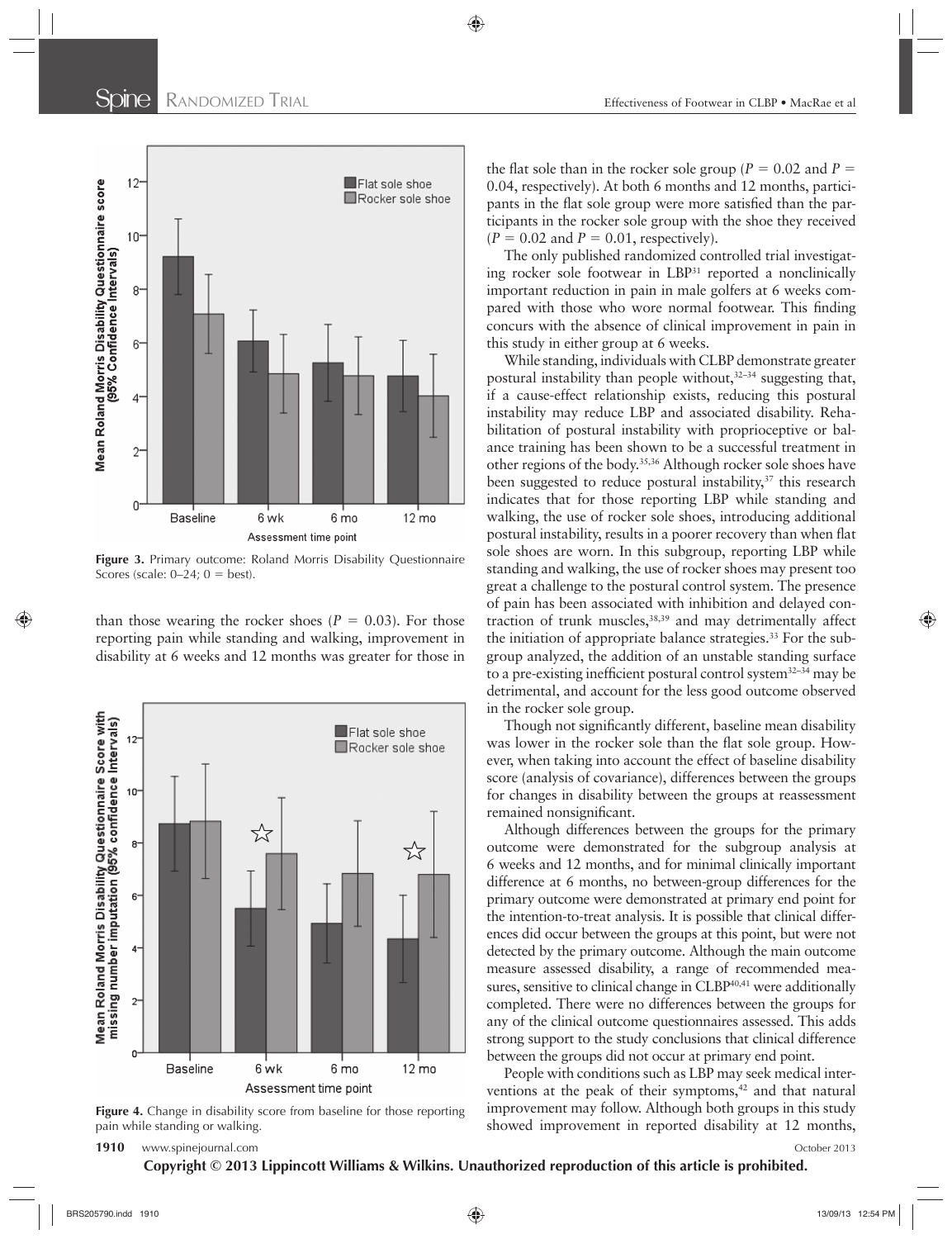**Figure 3.** Primary outcome: Roland Morris Disability Questionnaire Scores (scale: 0–24; 0 = best).

than those wearing the rocker shoes ($P = 0.03$). For those reporting pain while standing and walking, improvement in disability at 6 weeks and 12 months was greater for those in the flat sole than in the rocker sole group ($P = 0.02$ and $P = 0.04$, respectively). At both 6 months and 12 months, participants in the flat sole group were more satisfied than the participants in the rocker sole group with the shoe they received ($P = 0.02$ and $P = 0.01$, respectively).

**Figure 4.** Change in disability score from baseline for those reporting pain while standing or walking.

The only published randomized controlled trial investigating rocker sole footwear in LBP[31] reported a nonclinically important reduction in pain in male golfers at 6 weeks compared with those who wore normal footwear. This finding concurs with the absence of clinical improvement in pain in this study in either group at 6 weeks.

While standing, individuals with CLBP demonstrate greater postural instability than people without,[32–34] suggesting that, if a cause-effect relationship exists, reducing this postural instability may reduce LBP and associated disability. Rehabilitation of postural instability with proprioceptive or balance training has been shown to be a successful treatment in other regions of the body.[35,36] Although rocker sole shoes have been suggested to reduce postural instability,[37] this research indicates that for those reporting LBP while standing and walking, the use of rocker sole shoes, introducing additional postural instability, results in a poorer recovery than when flat sole shoes are worn. In this subgroup, reporting LBP while standing and walking, the use of rocker shoes may present too great a challenge to the postural control system. The presence of pain has been associated with inhibition and delayed contraction of trunk muscles,[38,39] and may detrimentally affect the initiation of appropriate balance strategies.[33] For the subgroup analyzed, the addition of an unstable standing surface to a pre-existing inefficient postural control system[32–34] may be detrimental, and account for the less good outcome observed in the rocker sole group.

Though not significantly different, baseline mean disability was lower in the rocker sole than the flat sole group. However, when taking into account the effect of baseline disability score (analysis of covariance), differences between the groups for changes in disability between the groups at reassessment remained nonsignificant.

Although differences between the groups for the primary outcome were demonstrated for the subgroup analysis at 6 weeks and 12 months, and for minimal clinically important difference at 6 months, no between-group differences for the primary outcome were demonstrated at primary end point for the intention-to-treat analysis. It is possible that clinical differences did occur between the groups at this point, but were not detected by the primary outcome. Although the main outcome measure assessed disability, a range of recommended measures, sensitive to clinical change in CLBP[40,41] were additionally completed. There were no differences between the groups for any of the clinical outcome questionnaires assessed. This adds strong support to the study conclusions that clinical difference between the groups did not occur at primary end point.

People with conditions such as LBP may seek medical interventions at the peak of their symptoms,[42] and that natural improvement may follow. Although both groups in this study showed improvement in reported disability at 12 months,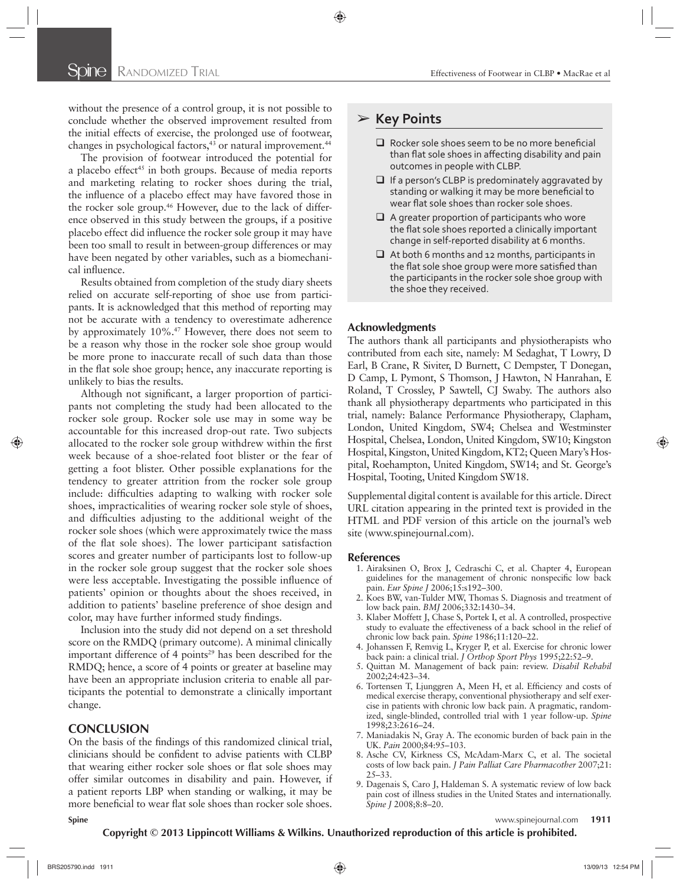without the presence of a control group, it is not possible to conclude whether the observed improvement resulted from the initial effects of exercise, the prolonged use of footwear, changes in psychological factors,[43] or natural improvement.[44]

The provision of footwear introduced the potential for a placebo effect[45] in both groups. Because of media reports and marketing relating to rocker shoes during the trial, the influence of a placebo effect may have favored those in the rocker sole group.[46] However, due to the lack of difference observed in this study between the groups, if a positive placebo effect did influence the rocker sole group it may have been too small to result in between-group differences or may have been negated by other variables, such as a biomechanical influence.

Results obtained from completion of the study diary sheets relied on accurate self-reporting of shoe use from participants. It is acknowledged that this method of reporting may not be accurate with a tendency to overestimate adherence by approximately 10%.[47] However, there does not seem to be a reason why those in the rocker sole shoe group would be more prone to inaccurate recall of such data than those in the flat sole shoe group; hence, any inaccurate reporting is unlikely to bias the results.

Although not significant, a larger proportion of participants not completing the study had been allocated to the rocker sole group. Rocker sole use may in some way be accountable for this increased drop-out rate. Two subjects allocated to the rocker sole group withdrew within the first week because of a shoe-related foot blister or the fear of getting a foot blister. Other possible explanations for the tendency to greater attrition from the rocker sole group include: difficulties adapting to walking with rocker sole shoes, impracticalities of wearing rocker sole style of shoes, and difficulties adjusting to the additional weight of the rocker sole shoes (which were approximately twice the mass of the flat sole shoes). The lower participant satisfaction scores and greater number of participants lost to follow-up in the rocker sole group suggest that the rocker sole shoes were less acceptable. Investigating the possible influence of patients' opinion or thoughts about the shoes received, in addition to patients' baseline preference of shoe design and color, may have further informed study findings.

Inclusion into the study did not depend on a set threshold score on the RMDQ (primary outcome). A minimal clinically important difference of 4 points[29] has been described for the RMDQ; hence, a score of 4 points or greater at baseline may have been an appropriate inclusion criteria to enable all participants the potential to demonstrate a clinically important change.

## CONCLUSION

On the basis of the findings of this randomized clinical trial, clinicians should be confident to advise patients with CLBP that wearing either rocker sole shoes or flat sole shoes may offer similar outcomes in disability and pain. However, if a patient reports LBP when standing or walking, it may be more beneficial to wear flat sole shoes than rocker sole shoes.

## Key Points

- Rocker sole shoes seem to be no more beneficial than flat sole shoes in affecting disability and pain outcomes in people with CLBP.
- If a person's CLBP is predominately aggravated by standing or walking it may be more beneficial to wear flat sole shoes than rocker sole shoes.
- A greater proportion of participants who wore the flat sole shoes reported a clinically important change in self-reported disability at 6 months.
- At both 6 months and 12 months, participants in the flat sole shoe group were more satisfied than the participants in the rocker sole shoe group with the shoe they received.

### Acknowledgments

The authors thank all participants and physiotherapists who contributed from each site, namely: M Sedaghat, T Lowry, D Earl, B Crane, R Siviter, D Burnett, C Dempster, T Donegan, D Camp, L Pymont, S Thomson, J Hawton, N Hanrahan, E Roland, T Crossley, P Sawtell, CJ Swaby. The authors also thank all physiotherapy departments who participated in this trial, namely: Balance Performance Physiotherapy, Clapham, London, United Kingdom, SW4; Chelsea and Westminster Hospital, Chelsea, London, United Kingdom, SW10; Kingston Hospital, Kingston, United Kingdom, KT2; Queen Mary's Hospital, Roehampton, United Kingdom, SW14; and St. George's Hospital, Tooting, United Kingdom SW18.

Supplemental digital content is available for this article. Direct URL citation appearing in the printed text is provided in the HTML and PDF version of this article on the journal's web site (www.spinejournal.com).

### References

1. Airaksinen O, Brox J, Cedraschi C, et al. Chapter 4, European guidelines for the management of chronic nonspecific low back pain. *Eur Spine J* 2006;15:s192–300.
2. Koes BW, van-Tulder MW, Thomas S. Diagnosis and treatment of low back pain. *BMJ* 2006;332:1430–34.
3. Klaber Moffett J, Chase S, Portek I, et al. A controlled, prospective study to evaluate the effectiveness of a back school in the relief of chronic low back pain. *Spine* 1986;11:120–22.
4. Johanssen F, Remvig L, Kryger P, et al. Exercise for chronic lower back pain: a clinical trial. *J Orthop Sport Phys* 1995;22:52–9.
5. Quittan M. Management of back pain: review. *Disabil Rehabil* 2002;24:423–34.
6. Tortensen T, Ljunggren A, Meen H, et al. Efficiency and costs of medical exercise therapy, conventional physiotherapy and self exercise in patients with chronic low back pain. A pragmatic, randomized, single-blinded, controlled trial with 1 year follow-up. *Spine* 1998;23:2616–24.
7. Maniadakis N, Gray A. The economic burden of back pain in the UK. *Pain* 2000;84:95–103.
8. Asche CV, Kirkness CS, McAdam-Marx C, et al. The societal costs of low back pain. *J Pain Palliat Care Pharmacother* 2007;21:25–33.
9. Dagenais S, Caro J, Haldeman S. A systematic review of low back pain cost of illness studies in the United States and internationally. *Spine J* 2008;8:8–20.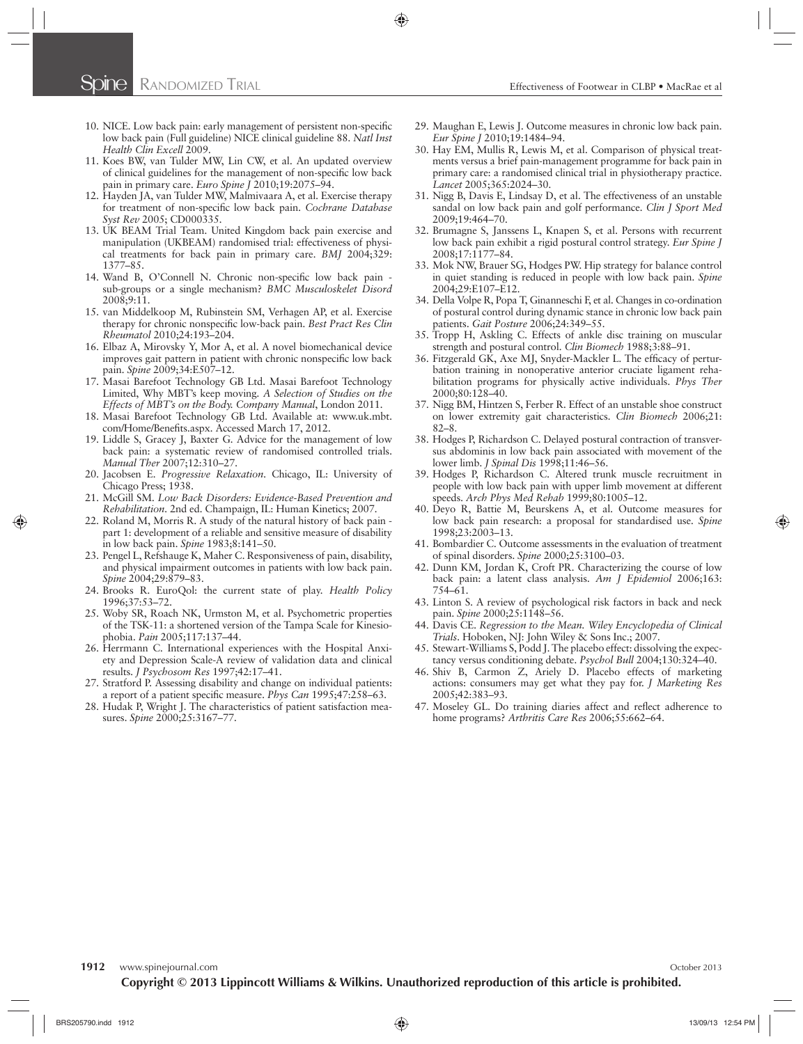10. NICE. Low back pain: early management of persistent non-specific low back pain (Full guideline) NICE clinical guideline 88. *Natl Inst Health Clin Excell* 2009.
11. Koes BW, van Tulder MW, Lin CW, et al. An updated overview of clinical guidelines for the management of non-specific low back pain in primary care. *Euro Spine J* 2010;19:2075–94.
12. Hayden JA, van Tulder MW, Malmivaara A, et al. Exercise therapy for treatment of non-specific low back pain. *Cochrane Database Syst Rev* 2005; CD000335.
13. UK BEAM Trial Team. United Kingdom back pain exercise and manipulation (UKBEAM) randomised trial: effectiveness of physical treatments for back pain in primary care. *BMJ* 2004;329: 1377–85.
14. Wand B, O'Connell N. Chronic non-specific low back pain - sub-groups or a single mechanism? *BMC Musculoskelet Disord* 2008;9:11.
15. van Middelkoop M, Rubinstein SM, Verhagen AP, et al. Exercise therapy for chronic nonspecific low-back pain. *Best Pract Res Clin Rheumatol* 2010;24:193–204.
16. Elbaz A, Mirovsky Y, Mor A, et al. A novel biomechanical device improves gait pattern in patient with chronic nonspecific low back pain. *Spine* 2009;34:E507–12.
17. Masai Barefoot Technology GB Ltd. Masai Barefoot Technology Limited, Why MBT's keep moving. *A Selection of Studies on the Effects of MBT's on the Body. Company Manual*, London 2011.
18. Masai Barefoot Technology GB Ltd. Available at: www.uk.mbt.com/Home/Benefits.aspx. Accessed March 17, 2012.
19. Liddle S, Gracey J, Baxter G. Advice for the management of low back pain: a systematic review of randomised controlled trials. *Manual Ther* 2007;12:310–27.
20. Jacobsen E. *Progressive Relaxation*. Chicago, IL: University of Chicago Press; 1938.
21. McGill SM. *Low Back Disorders: Evidence-Based Prevention and Rehabilitation*. 2nd ed. Champaign, IL: Human Kinetics; 2007.
22. Roland M, Morris R. A study of the natural history of back pain - part 1: development of a reliable and sensitive measure of disability in low back pain. *Spine* 1983;8:141–50.
23. Pengel L, Refshauge K, Maher C. Responsiveness of pain, disability, and physical impairment outcomes in patients with low back pain. *Spine* 2004;29:879–83.
24. Brooks R. EuroQol: the current state of play. *Health Policy* 1996;37:53–72.
25. Woby SR, Roach NK, Urmston M, et al. Psychometric properties of the TSK-11: a shortened version of the Tampa Scale for Kinesiophobia. *Pain* 2005;117:137–44.
26. Herrmann C. International experiences with the Hospital Anxiety and Depression Scale-A review of validation data and clinical results. *J Psychosom Res* 1997;42:17–41.
27. Stratford P. Assessing disability and change on individual patients: a report of a patient specific measure. *Phys Can* 1995;47:258–63.
28. Hudak P, Wright J. The characteristics of patient satisfaction measures. *Spine* 2000;25:3167–77.
29. Maughan E, Lewis J. Outcome measures in chronic low back pain. *Eur Spine J* 2010;19:1484–94.
30. Hay EM, Mullis R, Lewis M, et al. Comparison of physical treatments versus a brief pain-management programme for back pain in primary care: a randomised clinical trial in physiotherapy practice. *Lancet* 2005;365:2024–30.
31. Nigg B, Davis E, Lindsay D, et al. The effectiveness of an unstable sandal on low back pain and golf performance. *Clin J Sport Med* 2009;19:464–70.
32. Brumagne S, Janssens L, Knapen S, et al. Persons with recurrent low back pain exhibit a rigid postural control strategy. *Eur Spine J* 2008;17:1177–84.
33. Mok NW, Brauer SG, Hodges PW. Hip strategy for balance control in quiet standing is reduced in people with low back pain. *Spine* 2004;29:E107–E12.
34. Della Volpe R, Popa T, Ginanneschi F, et al. Changes in co-ordination of postural control during dynamic stance in chronic low back pain patients. *Gait Posture* 2006;24:349–55.
35. Tropp H, Askling C. Effects of ankle disc training on muscular strength and postural control. *Clin Biomech* 1988;3:88–91.
36. Fitzgerald GK, Axe MJ, Snyder-Mackler L. The efficacy of perturbation training in nonoperative anterior cruciate ligament rehabilitation programs for physically active individuals. *Phys Ther* 2000;80:128–40.
37. Nigg BM, Hintzen S, Ferber R. Effect of an unstable shoe construct on lower extremity gait characteristics. *Clin Biomech* 2006;21: 82–8.
38. Hodges P, Richardson C. Delayed postural contraction of transversus abdominis in low back pain associated with movement of the lower limb. *J Spinal Dis* 1998;11:46–56.
39. Hodges P, Richardson C. Altered trunk muscle recruitment in people with low back pain with upper limb movement at different speeds. *Arch Phys Med Rehab* 1999;80:1005–12.
40. Deyo R, Battie M, Beurskens A, et al. Outcome measures for low back pain research: a proposal for standardised use. *Spine* 1998;23:2003–13.
41. Bombardier C. Outcome assessments in the evaluation of treatment of spinal disorders. *Spine* 2000;25:3100–03.
42. Dunn KM, Jordan K, Croft PR. Characterizing the course of low back pain: a latent class analysis. *Am J Epidemiol* 2006;163: 754–61.
43. Linton S. A review of psychological risk factors in back and neck pain. *Spine* 2000;25:1148–56.
44. Davis CE. *Regression to the Mean. Wiley Encyclopedia of Clinical Trials*. Hoboken, NJ: John Wiley & Sons Inc.; 2007.
45. Stewart-Williams S, Podd J. The placebo effect: dissolving the expectancy versus conditioning debate. *Psychol Bull* 2004;130:324–40.
46. Shiv B, Carmon Z, Ariely D. Placebo effects of marketing actions: consumers may get what they pay for. *J Marketing Res* 2005;42:383–93.
47. Moseley GL. Do training diaries affect and reflect adherence to home programs? *Arthritis Care Res* 2006;55:662–64.